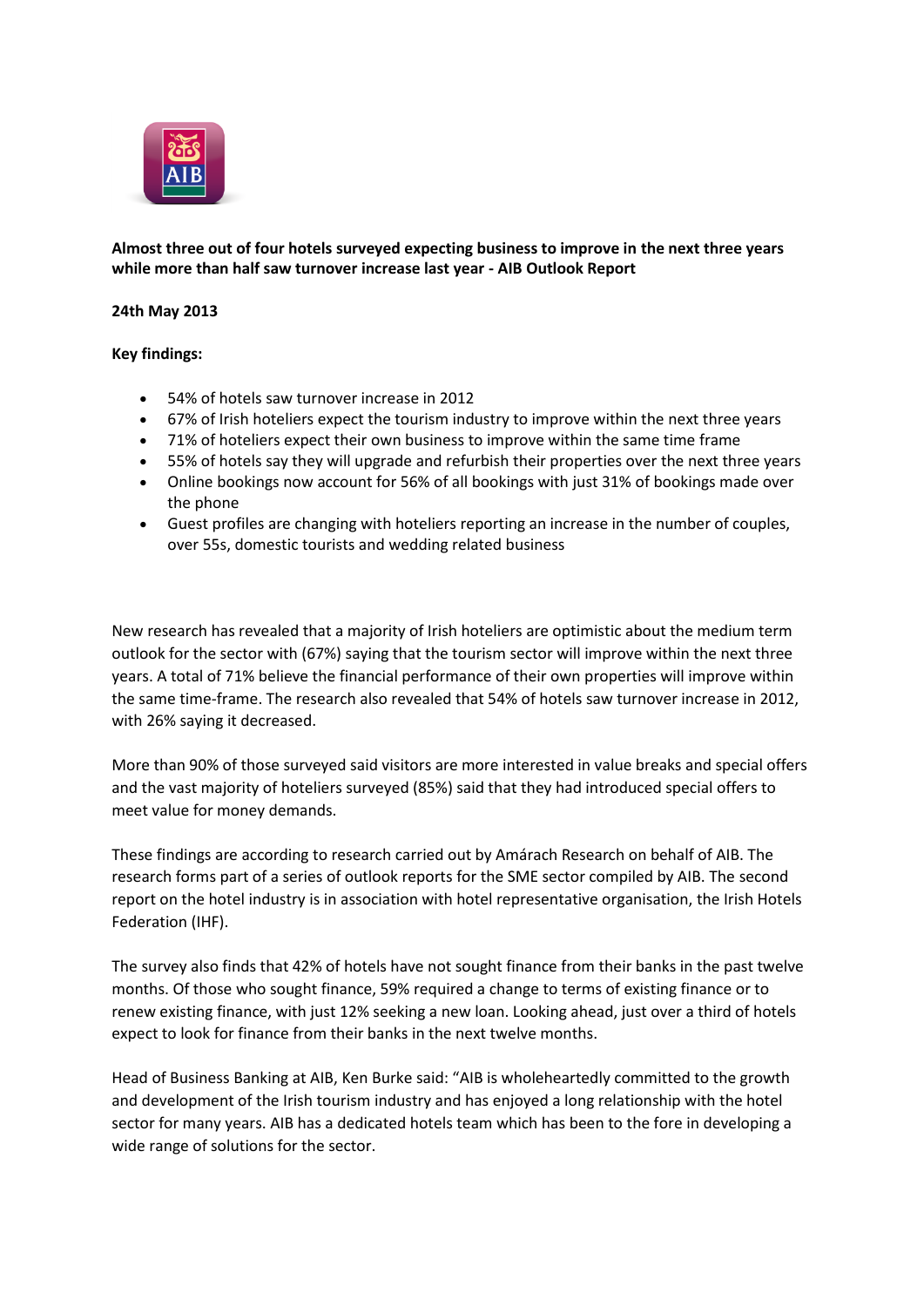**Almost three out of four hotels surveyed expecting business to improve in the next three years while more than half saw turnover increase last year - AIB Outlook Report**

**24th May 2013**

**Key findings:**

- 54% of hotels saw turnover increase in 2012
- 67% of Irish hoteliers expect the tourism industry to improve within the next three years
- 71% of hoteliers expect their own business to improve within the same time frame
- 55% of hotels say they will upgrade and refurbish their properties over the next three years
- Online bookings now account for 56% of all bookings with just 31% of bookings made over the phone
- Guest profiles are changing with hoteliers reporting an increase in the number of couples, over 55s, domestic tourists and wedding related business

New research has revealed that a majority of Irish hoteliers are optimistic about the medium term outlook for the sector with (67%) saying that the tourism sector will improve within the next three years. A total of 71% believe the financial performance of their own properties will improve within the same time-frame. The research also revealed that 54% of hotels saw turnover increase in 2012, with 26% saying it decreased.

More than 90% of those surveyed said visitors are more interested in value breaks and special offers and the vast majority of hoteliers surveyed (85%) said that they had introduced special offers to meet value for money demands.

These findings are according to research carried out by Amárach Research on behalf of AIB. The research forms part of a series of outlook reports for the SME sector compiled by AIB. The second report on the hotel industry is in association with hotel representative organisation, the Irish Hotels Federation (IHF).

The survey also finds that 42% of hotels have not sought finance from their banks in the past twelve months. Of those who sought finance, 59% required a change to terms of existing finance or to renew existing finance, with just 12% seeking a new loan. Looking ahead, just over a third of hotels expect to look for finance from their banks in the next twelve months.

Head of Business Banking at AIB, Ken Burke said: "AIB is wholeheartedly committed to the growth and development of the Irish tourism industry and has enjoyed a long relationship with the hotel sector for many years. AIB has a dedicated hotels team which has been to the fore in developing a wide range of solutions for the sector.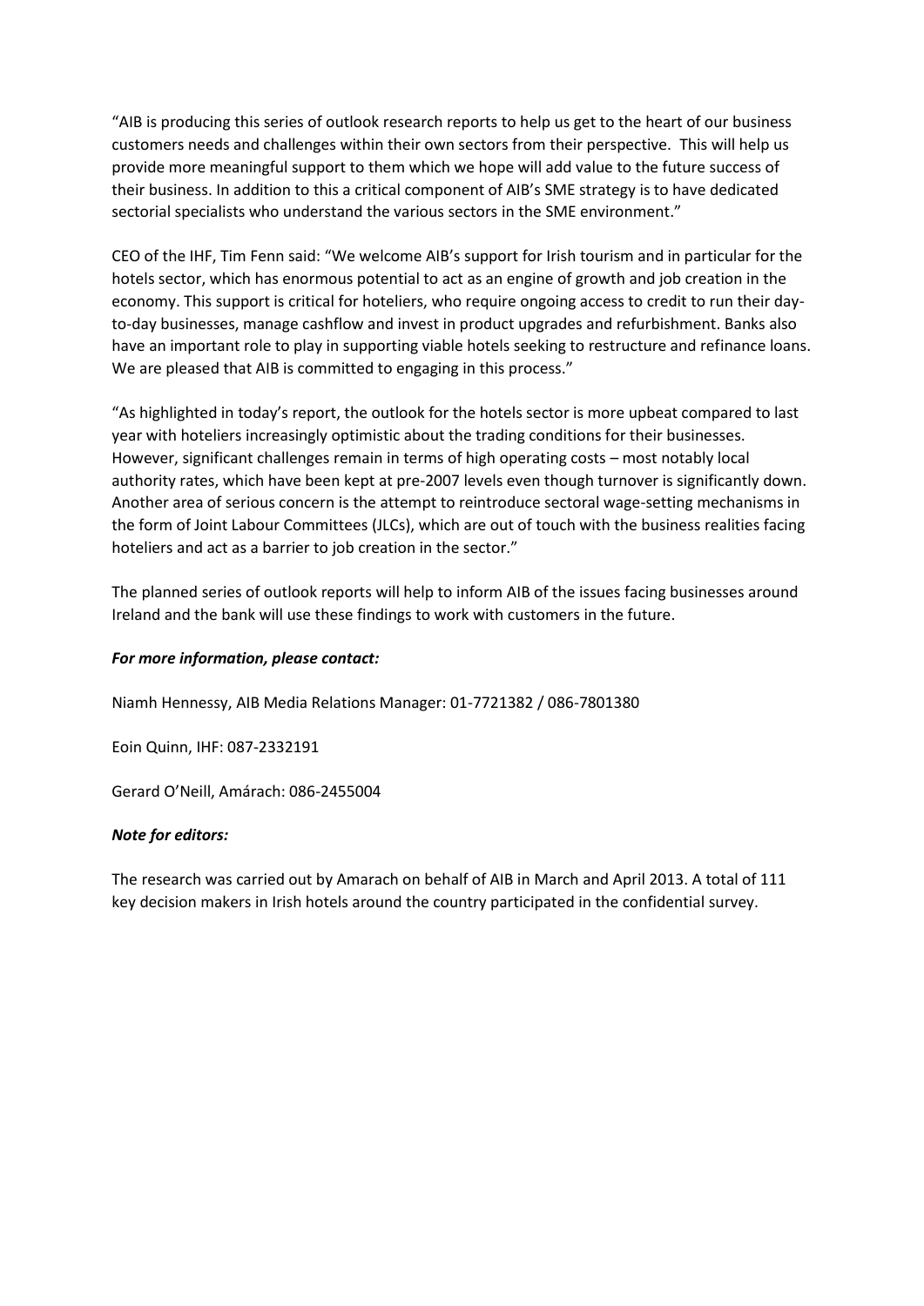"AIB is producing this series of outlook research reports to help us get to the heart of our business customers needs and challenges within their own sectors from their perspective. This will help us provide more meaningful support to them which we hope will add value to the future success of their business. In addition to this a critical component of AIB's SME strategy is to have dedicated sectorial specialists who understand the various sectors in the SME environment."

CEO of the IHF, Tim Fenn said: "We welcome AIB's support for Irish tourism and in particular for the hotels sector, which has enormous potential to act as an engine of growth and job creation in the economy. This support is critical for hoteliers, who require ongoing access to credit to run their day-to-day businesses, manage cashflow and invest in product upgrades and refurbishment. Banks also have an important role to play in supporting viable hotels seeking to restructure and refinance loans. We are pleased that AIB is committed to engaging in this process."

"As highlighted in today's report, the outlook for the hotels sector is more upbeat compared to last year with hoteliers increasingly optimistic about the trading conditions for their businesses. However, significant challenges remain in terms of high operating costs – most notably local authority rates, which have been kept at pre-2007 levels even though turnover is significantly down. Another area of serious concern is the attempt to reintroduce sectoral wage-setting mechanisms in the form of Joint Labour Committees (JLCs), which are out of touch with the business realities facing hoteliers and act as a barrier to job creation in the sector."

The planned series of outlook reports will help to inform AIB of the issues facing businesses around Ireland and the bank will use these findings to work with customers in the future.

***For more information, please contact:***

Niamh Hennessy, AIB Media Relations Manager: 01-7721382 / 086-7801380

Eoin Quinn, IHF: 087-2332191

Gerard O'Neill, Amárach: 086-2455004

***Note for editors:***

The research was carried out by Amarach on behalf of AIB in March and April 2013. A total of 111 key decision makers in Irish hotels around the country participated in the confidential survey.